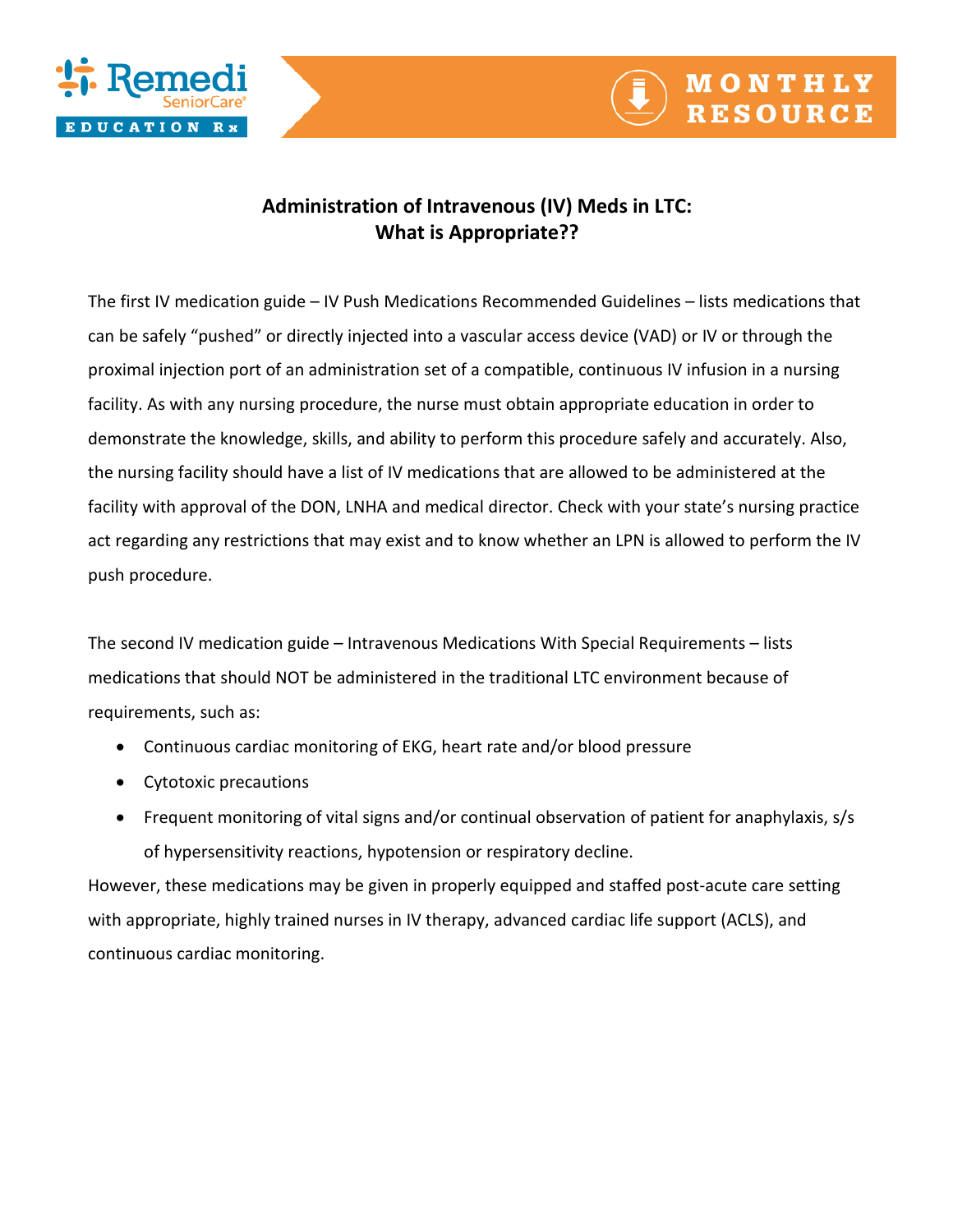# Administration of Intravenous (IV) Meds in LTC: What is Appropriate??

The first IV medication guide – IV Push Medications Recommended Guidelines – lists medications that can be safely "pushed" or directly injected into a vascular access device (VAD) or IV or through the proximal injection port of an administration set of a compatible, continuous IV infusion in a nursing facility. As with any nursing procedure, the nurse must obtain appropriate education in order to demonstrate the knowledge, skills, and ability to perform this procedure safely and accurately. Also, the nursing facility should have a list of IV medications that are allowed to be administered at the facility with approval of the DON, LNHA and medical director. Check with your state's nursing practice act regarding any restrictions that may exist and to know whether an LPN is allowed to perform the IV push procedure.

The second IV medication guide – Intravenous Medications With Special Requirements – lists medications that should NOT be administered in the traditional LTC environment because of requirements, such as:

- Continuous cardiac monitoring of EKG, heart rate and/or blood pressure
- Cytotoxic precautions
- Frequent monitoring of vital signs and/or continual observation of patient for anaphylaxis, s/s of hypersensitivity reactions, hypotension or respiratory decline.

However, these medications may be given in properly equipped and staffed post-acute care setting with appropriate, highly trained nurses in IV therapy, advanced cardiac life support (ACLS), and continuous cardiac monitoring.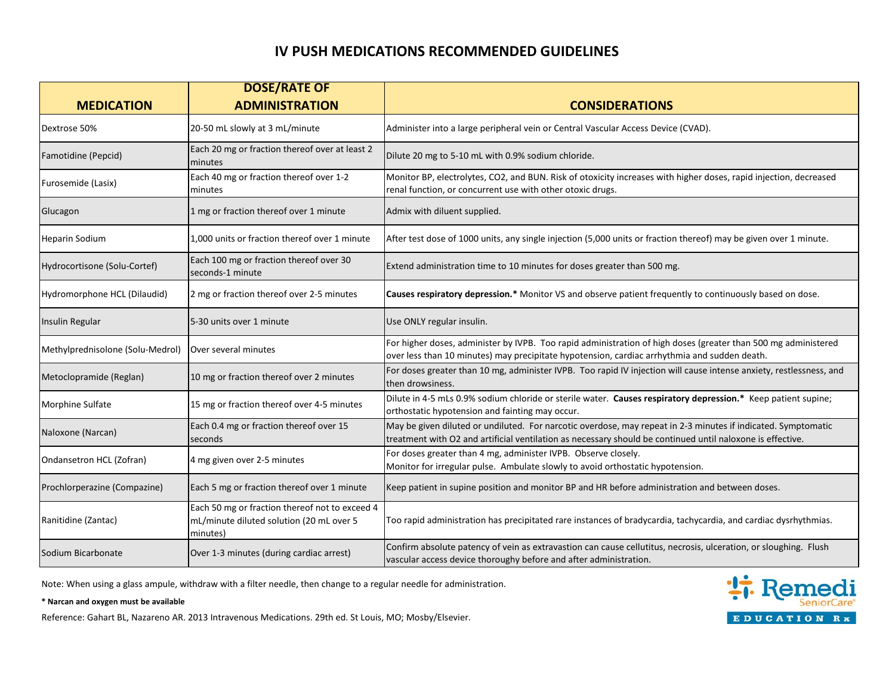# IV PUSH MEDICATIONS RECOMMENDED GUIDELINES

| MEDICATION | DOSE/RATE OF ADMINISTRATION | CONSIDERATIONS |
|---|---|---|
| Dextrose 50% | 20-50 mL slowly at 3 mL/minute | Administer into a large peripheral vein or Central Vascular Access Device (CVAD). |
| Famotidine (Pepcid) | Each 20 mg or fraction thereof over at least 2 minutes | Dilute 20 mg to 5-10 mL with 0.9% sodium chloride. |
| Furosemide (Lasix) | Each 40 mg or fraction thereof over 1-2 minutes | Monitor BP, electrolytes, CO2, and BUN. Risk of otoxicity increases with higher doses, rapid injection, decreased renal function, or concurrent use with other otoxic drugs. |
| Glucagon | 1 mg or fraction thereof over 1 minute | Admix with diluent supplied. |
| Heparin Sodium | 1,000 units or fraction thereof over 1 minute | After test dose of 1000 units, any single injection (5,000 units or fraction thereof) may be given over 1 minute. |
| Hydrocortisone (Solu-Cortef) | Each 100 mg or fraction thereof over 30 seconds-1 minute | Extend administration time to 10 minutes for doses greater than 500 mg. |
| Hydromorphone HCL (Dilaudid) | 2 mg or fraction thereof over 2-5 minutes | **Causes respiratory depression.*** Monitor VS and observe patient frequently to continuously based on dose. |
| Insulin Regular | 5-30 units over 1 minute | Use ONLY regular insulin. |
| Methylprednisolone (Solu-Medrol) | Over several minutes | For higher doses, administer by IVPB. Too rapid administration of high doses (greater than 500 mg administered over less than 10 minutes) may precipitate hypotension, cardiac arrhythmia and sudden death. |
| Metoclopramide (Reglan) | 10 mg or fraction thereof over 2 minutes | For doses greater than 10 mg, administer IVPB. Too rapid IV injection will cause intense anxiety, restlessness, and then drowsiness. |
| Morphine Sulfate | 15 mg or fraction thereof over 4-5 minutes | Dilute in 4-5 mLs 0.9% sodium chloride or sterile water. **Causes respiratory depression.*** Keep patient supine; orthostatic hypotension and fainting may occur. |
| Naloxone (Narcan) | Each 0.4 mg or fraction thereof over 15 seconds | May be given diluted or undiluted. For narcotic overdose, may repeat in 2-3 minutes if indicated. Symptomatic treatment with O2 and artificial ventilation as necessary should be continued until naloxone is effective. |
| Ondansetron HCL (Zofran) | 4 mg given over 2-5 minutes | For doses greater than 4 mg, administer IVPB. Observe closely.<br>Monitor for irregular pulse. Ambulate slowly to avoid orthostatic hypotension. |
| Prochlorperazine (Compazine) | Each 5 mg or fraction thereof over 1 minute | Keep patient in supine position and monitor BP and HR before administration and between doses. |
| Ranitidine (Zantac) | Each 50 mg or fraction thereof not to exceed 4 mL/minute diluted solution (20 mL over 5 minutes) | Too rapid administration has precipitated rare instances of bradycardia, tachycardia, and cardiac dysrhythmias. |
| Sodium Bicarbonate | Over 1-3 minutes (during cardiac arrest) | Confirm absolute patency of vein as extravastion can cause cellutitus, necrosis, ulceration, or sloughing. Flush vascular access device thoroughy before and after administration. |

Note: When using a glass ampule, withdraw with a filter needle, then change to a regular needle for administration.

**\* Narcan and oxygen must be available**

Reference: Gahart BL, Nazareno AR. 2013 Intravenous Medications. 29th ed. St Louis, MO; Mosby/Elsevier.

Remedi SeniorCare® EDUCATION Rx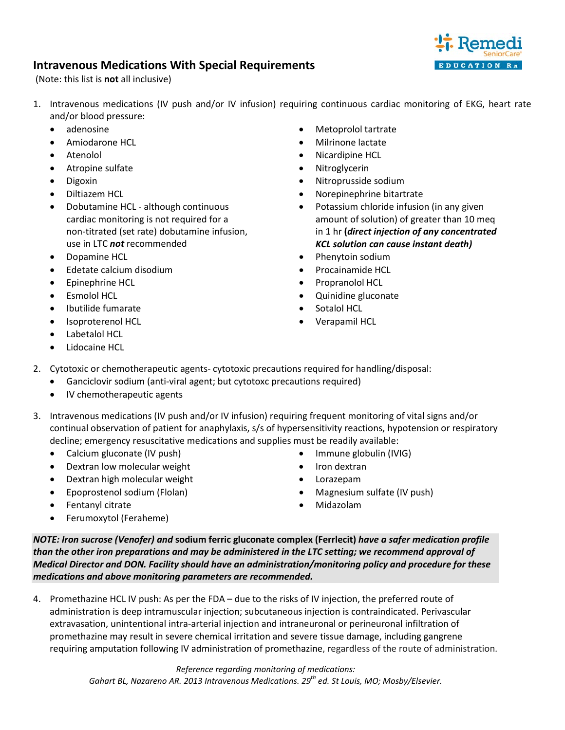## Intravenous Medications With Special Requirements

(Note: this list is **not** all inclusive)

1. Intravenous medications (IV push and/or IV infusion) requiring continuous cardiac monitoring of EKG, heart rate and/or blood pressure:
   - adenosine
   - Amiodarone HCL
   - Atenolol
   - Atropine sulfate
   - Digoxin
   - Diltiazem HCL
   - Dobutamine HCL - although continuous cardiac monitoring is not required for a non-titrated (set rate) dobutamine infusion, use in LTC ***not*** recommended
   - Dopamine HCL
   - Edetate calcium disodium
   - Epinephrine HCL
   - Esmolol HCL
   - Ibutilide fumarate
   - Isoproterenol HCL
   - Labetalol HCL
   - Lidocaine HCL
   - Metoprolol tartrate
   - Milrinone lactate
   - Nicardipine HCL
   - Nitroglycerin
   - Nitroprusside sodium
   - Norepinephrine bitartrate
   - Potassium chloride infusion (in any given amount of solution) of greater than 10 meq in 1 hr **(*direct injection of any concentrated KCL solution can cause instant death*)**
   - Phenytoin sodium
   - Procainamide HCL
   - Propranolol HCL
   - Quinidine gluconate
   - Sotalol HCL
   - Verapamil HCL

2. Cytotoxic or chemotherapeutic agents- cytotoxic precautions required for handling/disposal:
   - Ganciclovir sodium (anti-viral agent; but cytotoxc precautions required)
   - IV chemotherapeutic agents

3. Intravenous medications (IV push and/or IV infusion) requiring frequent monitoring of vital signs and/or continual observation of patient for anaphylaxis, s/s of hypersensitivity reactions, hypotension or respiratory decline; emergency resuscitative medications and supplies must be readily available:
   - Calcium gluconate (IV push)
   - Dextran low molecular weight
   - Dextran high molecular weight
   - Epoprostenol sodium (Flolan)
   - Fentanyl citrate
   - Ferumoxytol (Feraheme)
   - Immune globulin (IVIG)
   - Iron dextran
   - Lorazepam
   - Magnesium sulfate (IV push)
   - Midazolam

***NOTE: Iron sucrose (Venofer) and* sodium ferric gluconate complex (Ferrlecit) *have a safer medication profile than the other iron preparations and may be administered in the LTC setting; we recommend approval of Medical Director and DON. Facility should have an administration/monitoring policy and procedure for these medications and above monitoring parameters are recommended.***

4. Promethazine HCL IV push: As per the FDA – due to the risks of IV injection, the preferred route of administration is deep intramuscular injection; subcutaneous injection is contraindicated. Perivascular extravasation, unintentional intra-arterial injection and intraneuronal or perineuronal infiltration of promethazine may result in severe chemical irritation and severe tissue damage, including gangrene requiring amputation following IV administration of promethazine, regardless of the route of administration.

*Reference regarding monitoring of medications:*
*Gahart BL, Nazareno AR. 2013 Intravenous Medications. 29th ed. St Louis, MO; Mosby/Elsevier.*